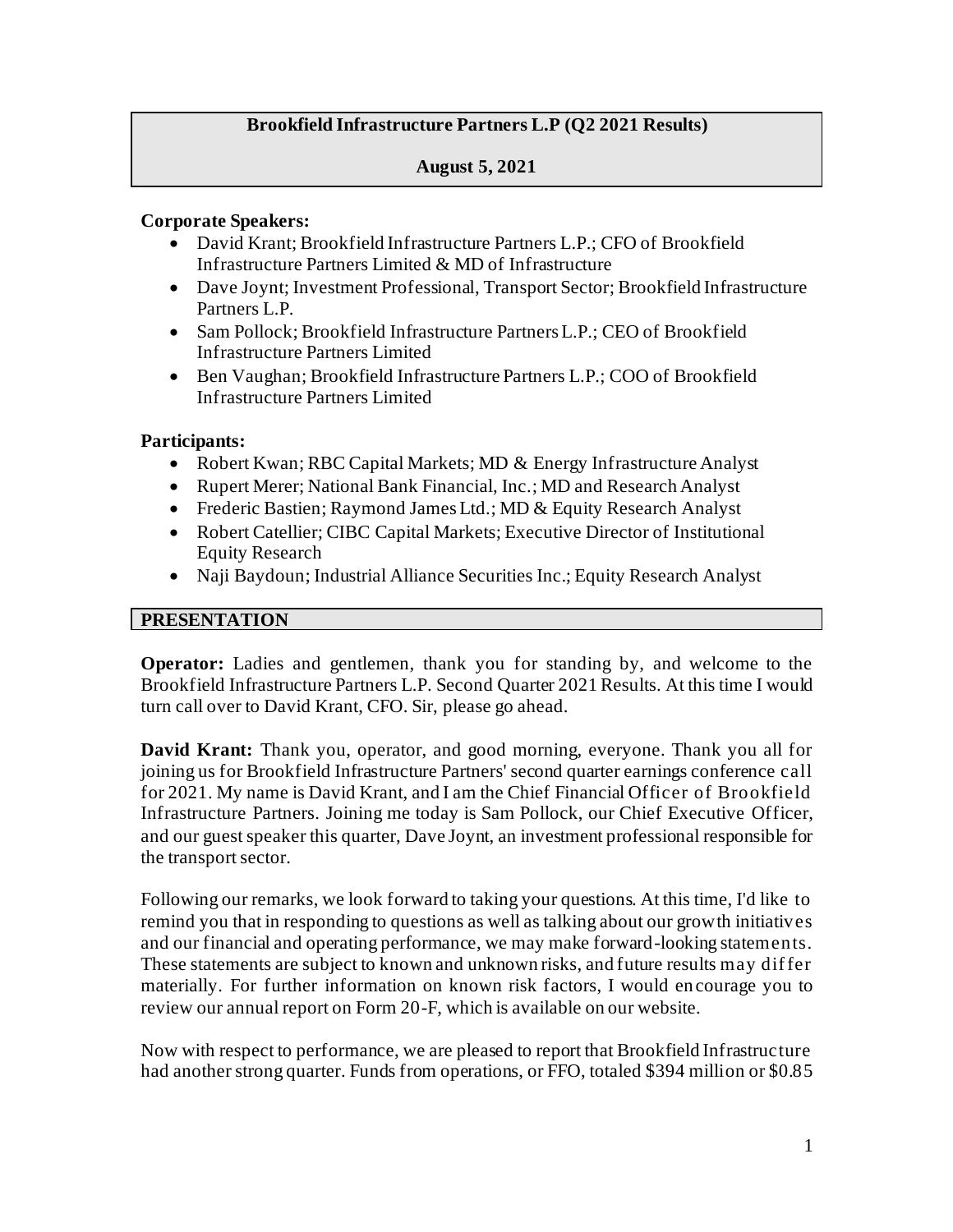**Brookfield Infrastructure Partners L.P (Q2 2021 Results)**

**August 5, 2021**

**Corporate Speakers:**

- David Krant; Brookfield Infrastructure Partners L.P.; CFO of Brookfield Infrastructure Partners Limited & MD of Infrastructure
- Dave Joynt; Investment Professional, Transport Sector; Brookfield Infrastructure Partners L.P.
- Sam Pollock; Brookfield Infrastructure Partners L.P.; CEO of Brookfield Infrastructure Partners Limited
- Ben Vaughan; Brookfield Infrastructure Partners L.P.; COO of Brookfield Infrastructure Partners Limited

**Participants:**

- Robert Kwan; RBC Capital Markets; MD & Energy Infrastructure Analyst
- Rupert Merer; National Bank Financial, Inc.; MD and Research Analyst
- Frederic Bastien; Raymond James Ltd.; MD & Equity Research Analyst
- Robert Catellier; CIBC Capital Markets; Executive Director of Institutional Equity Research
- Naji Baydoun; Industrial Alliance Securities Inc.; Equity Research Analyst

## PRESENTATION

**Operator:** Ladies and gentlemen, thank you for standing by, and welcome to the Brookfield Infrastructure Partners L.P. Second Quarter 2021 Results. At this time I would turn call over to David Krant, CFO. Sir, please go ahead.

**David Krant:** Thank you, operator, and good morning, everyone. Thank you all for joining us for Brookfield Infrastructure Partners' second quarter earnings conference call for 2021. My name is David Krant, and I am the Chief Financial Officer of Brookfield Infrastructure Partners. Joining me today is Sam Pollock, our Chief Executive Officer, and our guest speaker this quarter, Dave Joynt, an investment professional responsible for the transport sector.

Following our remarks, we look forward to taking your questions. At this time, I'd like to remind you that in responding to questions as well as talking about our growth initiatives and our financial and operating performance, we may make forward-looking statements. These statements are subject to known and unknown risks, and future results may differ materially. For further information on known risk factors, I would encourage you to review our annual report on Form 20-F, which is available on our website.

Now with respect to performance, we are pleased to report that Brookfield Infrastructure had another strong quarter. Funds from operations, or FFO, totaled $394 million or $0.85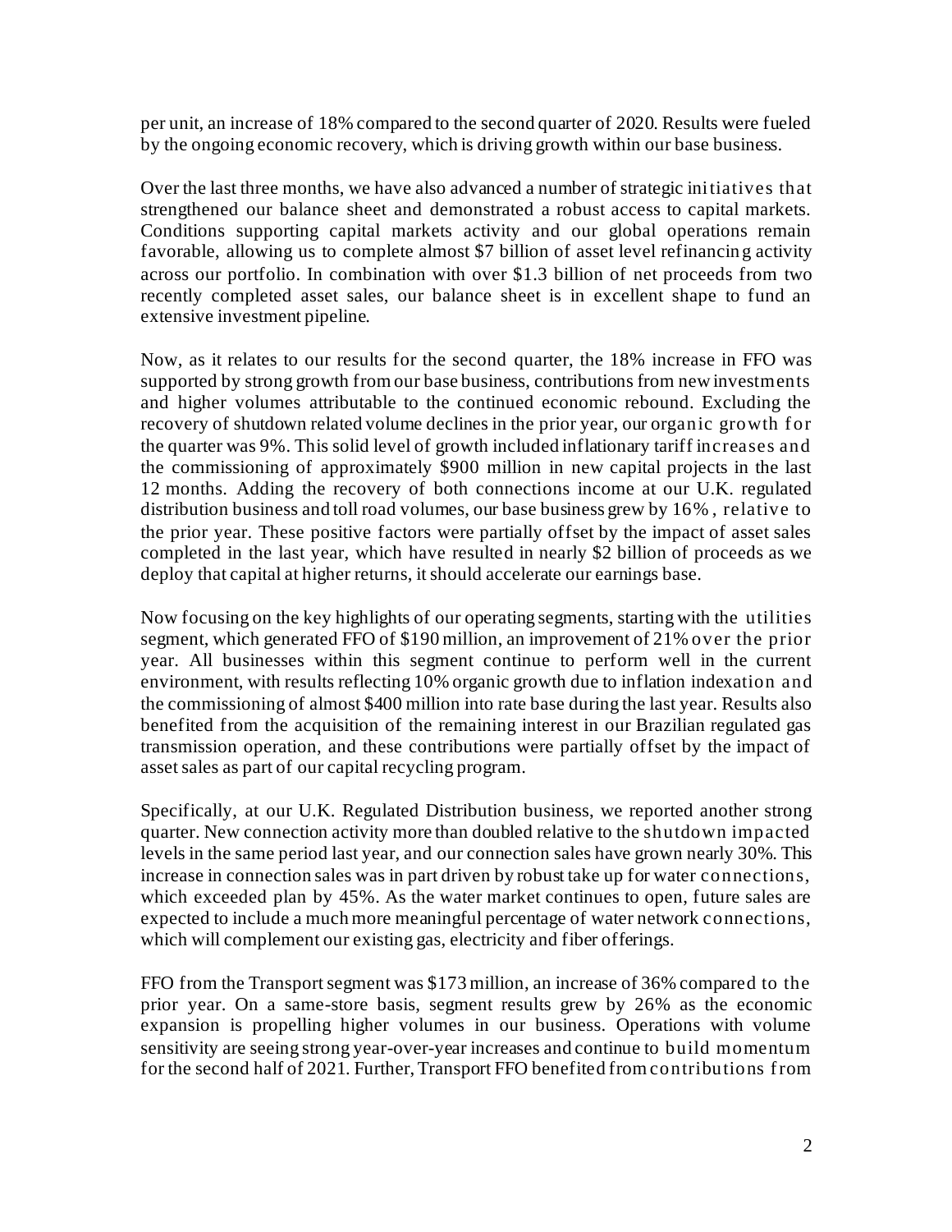per unit, an increase of 18% compared to the second quarter of 2020. Results were fueled by the ongoing economic recovery, which is driving growth within our base business.

Over the last three months, we have also advanced a number of strategic initiatives that strengthened our balance sheet and demonstrated a robust access to capital markets. Conditions supporting capital markets activity and our global operations remain favorable, allowing us to complete almost $7 billion of asset level refinancing activity across our portfolio. In combination with over $1.3 billion of net proceeds from two recently completed asset sales, our balance sheet is in excellent shape to fund an extensive investment pipeline.

Now, as it relates to our results for the second quarter, the 18% increase in FFO was supported by strong growth from our base business, contributions from new investments and higher volumes attributable to the continued economic rebound. Excluding the recovery of shutdown related volume declines in the prior year, our organic growth for the quarter was 9%. This solid level of growth included inflationary tariff increases and the commissioning of approximately $900 million in new capital projects in the last 12 months. Adding the recovery of both connections income at our U.K. regulated distribution business and toll road volumes, our base business grew by 16%, relative to the prior year. These positive factors were partially offset by the impact of asset sales completed in the last year, which have resulted in nearly $2 billion of proceeds as we deploy that capital at higher returns, it should accelerate our earnings base.

Now focusing on the key highlights of our operating segments, starting with the utilities segment, which generated FFO of $190 million, an improvement of 21% over the prior year. All businesses within this segment continue to perform well in the current environment, with results reflecting 10% organic growth due to inflation indexation and the commissioning of almost $400 million into rate base during the last year. Results also benefited from the acquisition of the remaining interest in our Brazilian regulated gas transmission operation, and these contributions were partially offset by the impact of asset sales as part of our capital recycling program.

Specifically, at our U.K. Regulated Distribution business, we reported another strong quarter. New connection activity more than doubled relative to the shutdown impacted levels in the same period last year, and our connection sales have grown nearly 30%. This increase in connection sales was in part driven by robust take up for water connections, which exceeded plan by 45%. As the water market continues to open, future sales are expected to include a much more meaningful percentage of water network connections, which will complement our existing gas, electricity and fiber offerings.

FFO from the Transport segment was $173 million, an increase of 36% compared to the prior year. On a same-store basis, segment results grew by 26% as the economic expansion is propelling higher volumes in our business. Operations with volume sensitivity are seeing strong year-over-year increases and continue to build momentum for the second half of 2021. Further, Transport FFO benefited from contributions from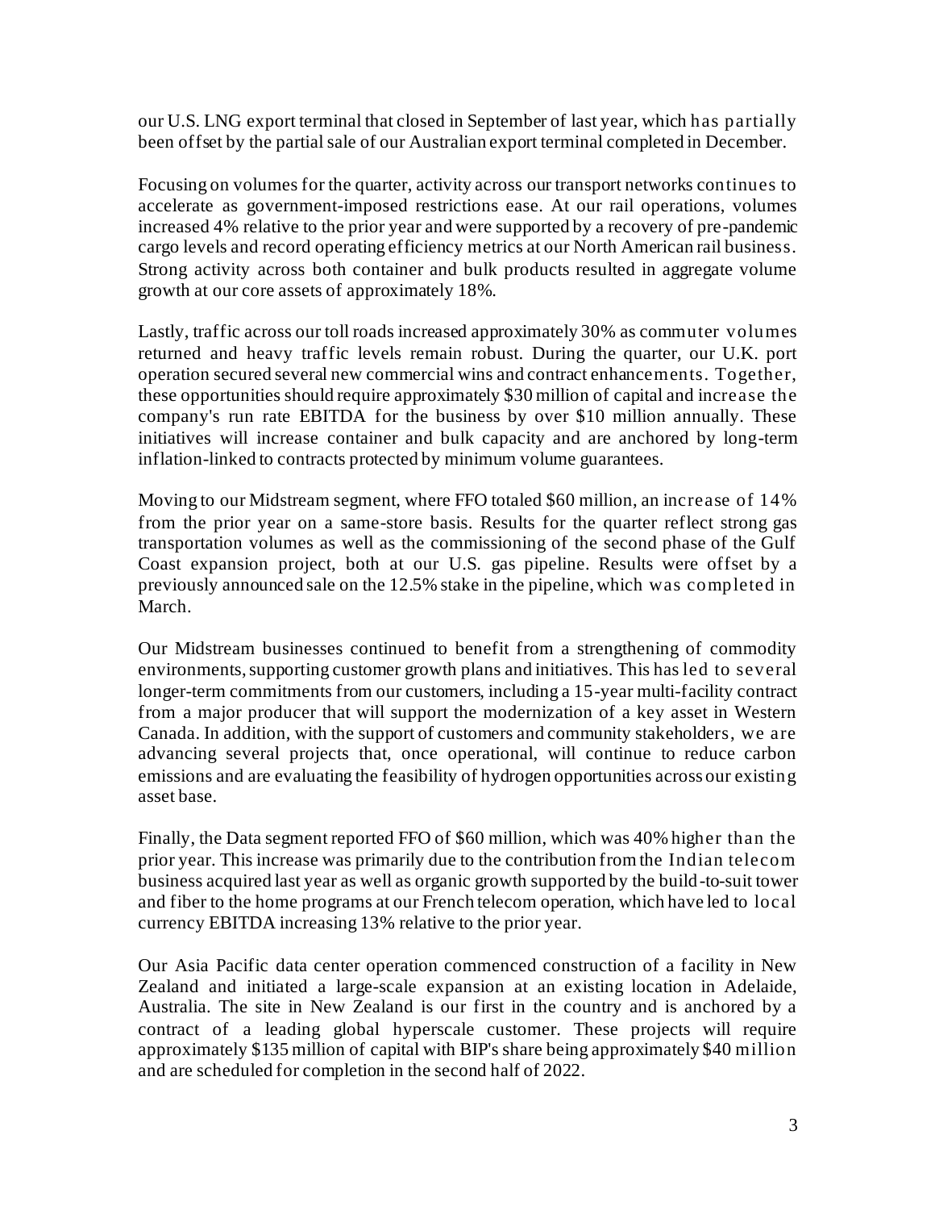our U.S. LNG export terminal that closed in September of last year, which has partially been offset by the partial sale of our Australian export terminal completed in December.

Focusing on volumes for the quarter, activity across our transport networks continues to accelerate as government-imposed restrictions ease. At our rail operations, volumes increased 4% relative to the prior year and were supported by a recovery of pre-pandemic cargo levels and record operating efficiency metrics at our North American rail business. Strong activity across both container and bulk products resulted in aggregate volume growth at our core assets of approximately 18%.

Lastly, traffic across our toll roads increased approximately 30% as commuter volumes returned and heavy traffic levels remain robust. During the quarter, our U.K. port operation secured several new commercial wins and contract enhancements. Together, these opportunities should require approximately $30 million of capital and increase the company's run rate EBITDA for the business by over $10 million annually. These initiatives will increase container and bulk capacity and are anchored by long-term inflation-linked to contracts protected by minimum volume guarantees.

Moving to our Midstream segment, where FFO totaled $60 million, an increase of 14% from the prior year on a same-store basis. Results for the quarter reflect strong gas transportation volumes as well as the commissioning of the second phase of the Gulf Coast expansion project, both at our U.S. gas pipeline. Results were offset by a previously announced sale on the 12.5% stake in the pipeline, which was completed in March.

Our Midstream businesses continued to benefit from a strengthening of commodity environments, supporting customer growth plans and initiatives. This has led to several longer-term commitments from our customers, including a 15-year multi-facility contract from a major producer that will support the modernization of a key asset in Western Canada. In addition, with the support of customers and community stakeholders, we are advancing several projects that, once operational, will continue to reduce carbon emissions and are evaluating the feasibility of hydrogen opportunities across our existing asset base.

Finally, the Data segment reported FFO of $60 million, which was 40% higher than the prior year. This increase was primarily due to the contribution from the Indian telecom business acquired last year as well as organic growth supported by the build-to-suit tower and fiber to the home programs at our French telecom operation, which have led to local currency EBITDA increasing 13% relative to the prior year.

Our Asia Pacific data center operation commenced construction of a facility in New Zealand and initiated a large-scale expansion at an existing location in Adelaide, Australia. The site in New Zealand is our first in the country and is anchored by a contract of a leading global hyperscale customer. These projects will require approximately $135 million of capital with BIP's share being approximately $40 million and are scheduled for completion in the second half of 2022.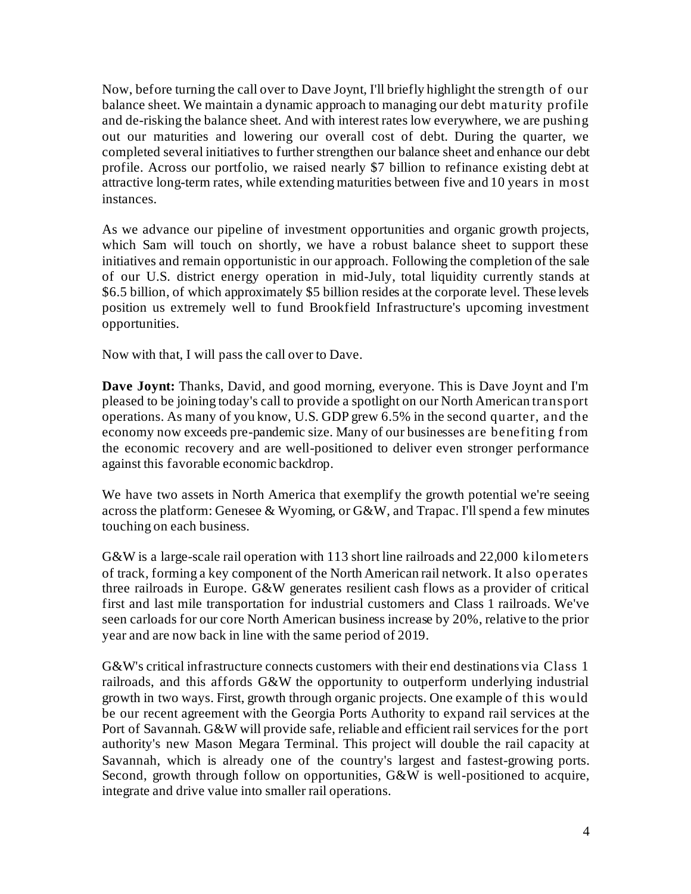Now, before turning the call over to Dave Joynt, I'll briefly highlight the strength of our balance sheet. We maintain a dynamic approach to managing our debt maturity profile and de-risking the balance sheet. And with interest rates low everywhere, we are pushing out our maturities and lowering our overall cost of debt. During the quarter, we completed several initiatives to further strengthen our balance sheet and enhance our debt profile. Across our portfolio, we raised nearly $7 billion to refinance existing debt at attractive long-term rates, while extending maturities between five and 10 years in most instances.

As we advance our pipeline of investment opportunities and organic growth projects, which Sam will touch on shortly, we have a robust balance sheet to support these initiatives and remain opportunistic in our approach. Following the completion of the sale of our U.S. district energy operation in mid-July, total liquidity currently stands at $6.5 billion, of which approximately $5 billion resides at the corporate level. These levels position us extremely well to fund Brookfield Infrastructure's upcoming investment opportunities.

Now with that, I will pass the call over to Dave.

**Dave Joynt:** Thanks, David, and good morning, everyone. This is Dave Joynt and I'm pleased to be joining today's call to provide a spotlight on our North American transport operations. As many of you know, U.S. GDP grew 6.5% in the second quarter, and the economy now exceeds pre-pandemic size. Many of our businesses are benefiting from the economic recovery and are well-positioned to deliver even stronger performance against this favorable economic backdrop.

We have two assets in North America that exemplify the growth potential we're seeing across the platform: Genesee & Wyoming, or G&W, and Trapac. I'll spend a few minutes touching on each business.

G&W is a large-scale rail operation with 113 short line railroads and 22,000 kilometers of track, forming a key component of the North American rail network. It also operates three railroads in Europe. G&W generates resilient cash flows as a provider of critical first and last mile transportation for industrial customers and Class 1 railroads. We've seen carloads for our core North American business increase by 20%, relative to the prior year and are now back in line with the same period of 2019.

G&W's critical infrastructure connects customers with their end destinations via Class 1 railroads, and this affords G&W the opportunity to outperform underlying industrial growth in two ways. First, growth through organic projects. One example of this would be our recent agreement with the Georgia Ports Authority to expand rail services at the Port of Savannah. G&W will provide safe, reliable and efficient rail services for the port authority's new Mason Megara Terminal. This project will double the rail capacity at Savannah, which is already one of the country's largest and fastest-growing ports. Second, growth through follow on opportunities, G&W is well-positioned to acquire, integrate and drive value into smaller rail operations.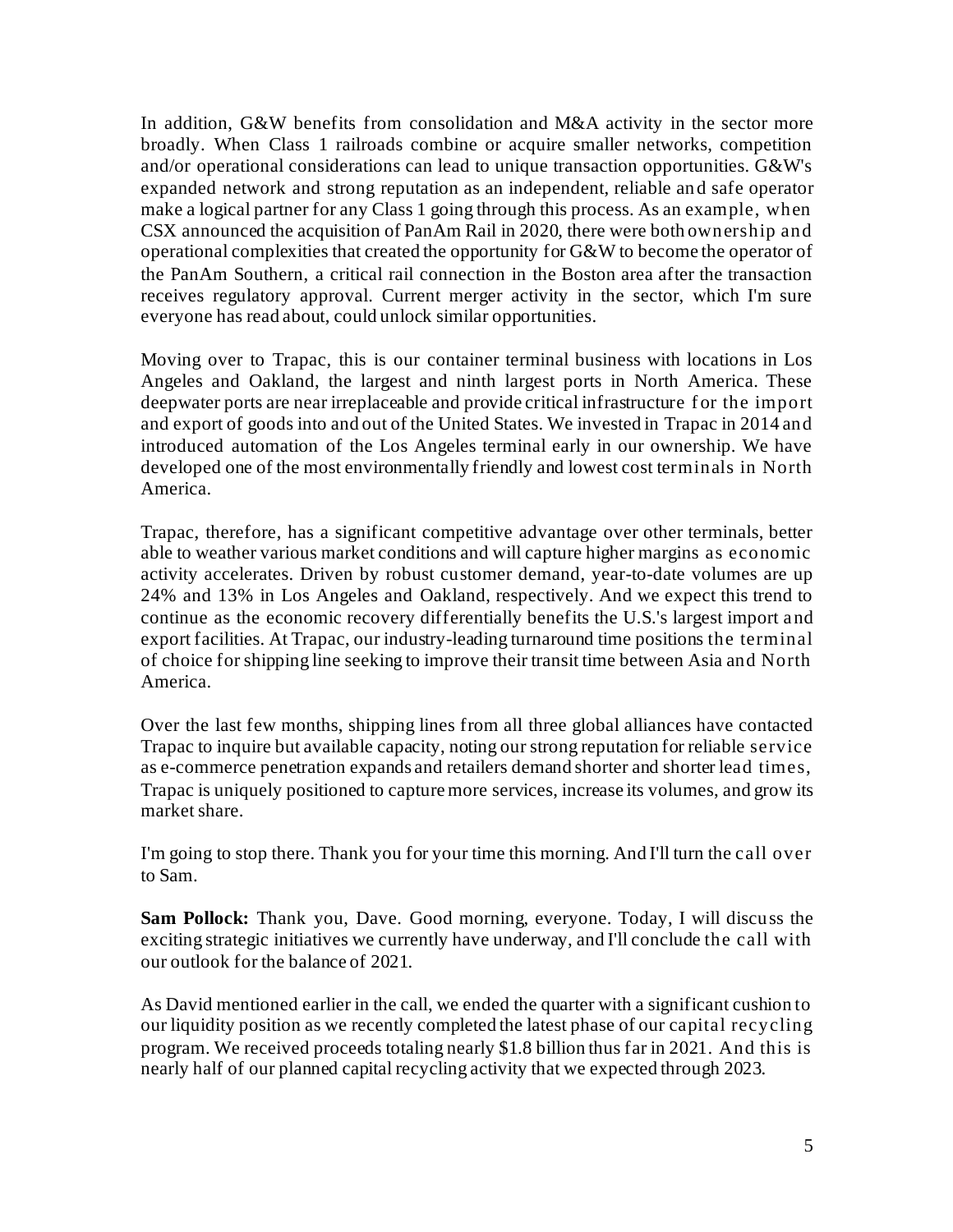In addition, G&W benefits from consolidation and M&A activity in the sector more broadly. When Class 1 railroads combine or acquire smaller networks, competition and/or operational considerations can lead to unique transaction opportunities. G&W's expanded network and strong reputation as an independent, reliable and safe operator make a logical partner for any Class 1 going through this process. As an example, when CSX announced the acquisition of PanAm Rail in 2020, there were both ownership and operational complexities that created the opportunity for G&W to become the operator of the PanAm Southern, a critical rail connection in the Boston area after the transaction receives regulatory approval. Current merger activity in the sector, which I'm sure everyone has read about, could unlock similar opportunities.

Moving over to Trapac, this is our container terminal business with locations in Los Angeles and Oakland, the largest and ninth largest ports in North America. These deepwater ports are near irreplaceable and provide critical infrastructure for the import and export of goods into and out of the United States. We invested in Trapac in 2014 and introduced automation of the Los Angeles terminal early in our ownership. We have developed one of the most environmentally friendly and lowest cost terminals in North America.

Trapac, therefore, has a significant competitive advantage over other terminals, better able to weather various market conditions and will capture higher margins as economic activity accelerates. Driven by robust customer demand, year-to-date volumes are up 24% and 13% in Los Angeles and Oakland, respectively. And we expect this trend to continue as the economic recovery differentially benefits the U.S.'s largest import and export facilities. At Trapac, our industry-leading turnaround time positions the terminal of choice for shipping line seeking to improve their transit time between Asia and North America.

Over the last few months, shipping lines from all three global alliances have contacted Trapac to inquire but available capacity, noting our strong reputation for reliable service as e-commerce penetration expands and retailers demand shorter and shorter lead times, Trapac is uniquely positioned to capture more services, increase its volumes, and grow its market share.

I'm going to stop there. Thank you for your time this morning. And I'll turn the call over to Sam.

**Sam Pollock:** Thank you, Dave. Good morning, everyone. Today, I will discuss the exciting strategic initiatives we currently have underway, and I'll conclude the call with our outlook for the balance of 2021.

As David mentioned earlier in the call, we ended the quarter with a significant cushion to our liquidity position as we recently completed the latest phase of our capital recycling program. We received proceeds totaling nearly $1.8 billion thus far in 2021. And this is nearly half of our planned capital recycling activity that we expected through 2023.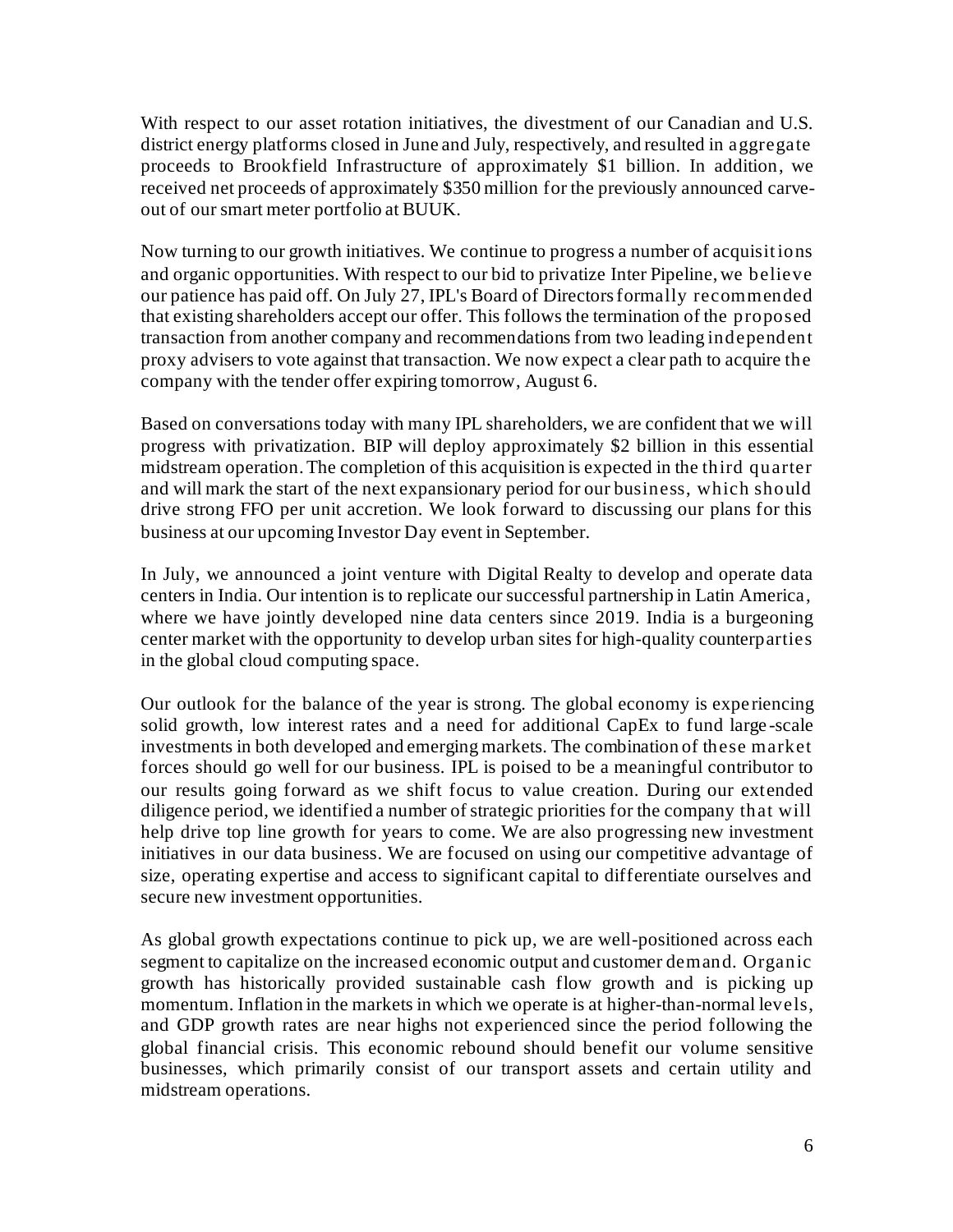With respect to our asset rotation initiatives, the divestment of our Canadian and U.S. district energy platforms closed in June and July, respectively, and resulted in aggregate proceeds to Brookfield Infrastructure of approximately $1 billion. In addition, we received net proceeds of approximately $350 million for the previously announced carve-out of our smart meter portfolio at BUUK.

Now turning to our growth initiatives. We continue to progress a number of acquisitions and organic opportunities. With respect to our bid to privatize Inter Pipeline, we believe our patience has paid off. On July 27, IPL's Board of Directors formally recommended that existing shareholders accept our offer. This follows the termination of the proposed transaction from another company and recommendations from two leading independent proxy advisers to vote against that transaction. We now expect a clear path to acquire the company with the tender offer expiring tomorrow, August 6.

Based on conversations today with many IPL shareholders, we are confident that we will progress with privatization. BIP will deploy approximately $2 billion in this essential midstream operation. The completion of this acquisition is expected in the third quarter and will mark the start of the next expansionary period for our business, which should drive strong FFO per unit accretion. We look forward to discussing our plans for this business at our upcoming Investor Day event in September.

In July, we announced a joint venture with Digital Realty to develop and operate data centers in India. Our intention is to replicate our successful partnership in Latin America, where we have jointly developed nine data centers since 2019. India is a burgeoning center market with the opportunity to develop urban sites for high-quality counterparties in the global cloud computing space.

Our outlook for the balance of the year is strong. The global economy is experiencing solid growth, low interest rates and a need for additional CapEx to fund large-scale investments in both developed and emerging markets. The combination of these market forces should go well for our business. IPL is poised to be a meaningful contributor to our results going forward as we shift focus to value creation. During our extended diligence period, we identified a number of strategic priorities for the company that will help drive top line growth for years to come. We are also progressing new investment initiatives in our data business. We are focused on using our competitive advantage of size, operating expertise and access to significant capital to differentiate ourselves and secure new investment opportunities.

As global growth expectations continue to pick up, we are well-positioned across each segment to capitalize on the increased economic output and customer demand. Organic growth has historically provided sustainable cash flow growth and is picking up momentum. Inflation in the markets in which we operate is at higher-than-normal levels, and GDP growth rates are near highs not experienced since the period following the global financial crisis. This economic rebound should benefit our volume sensitive businesses, which primarily consist of our transport assets and certain utility and midstream operations.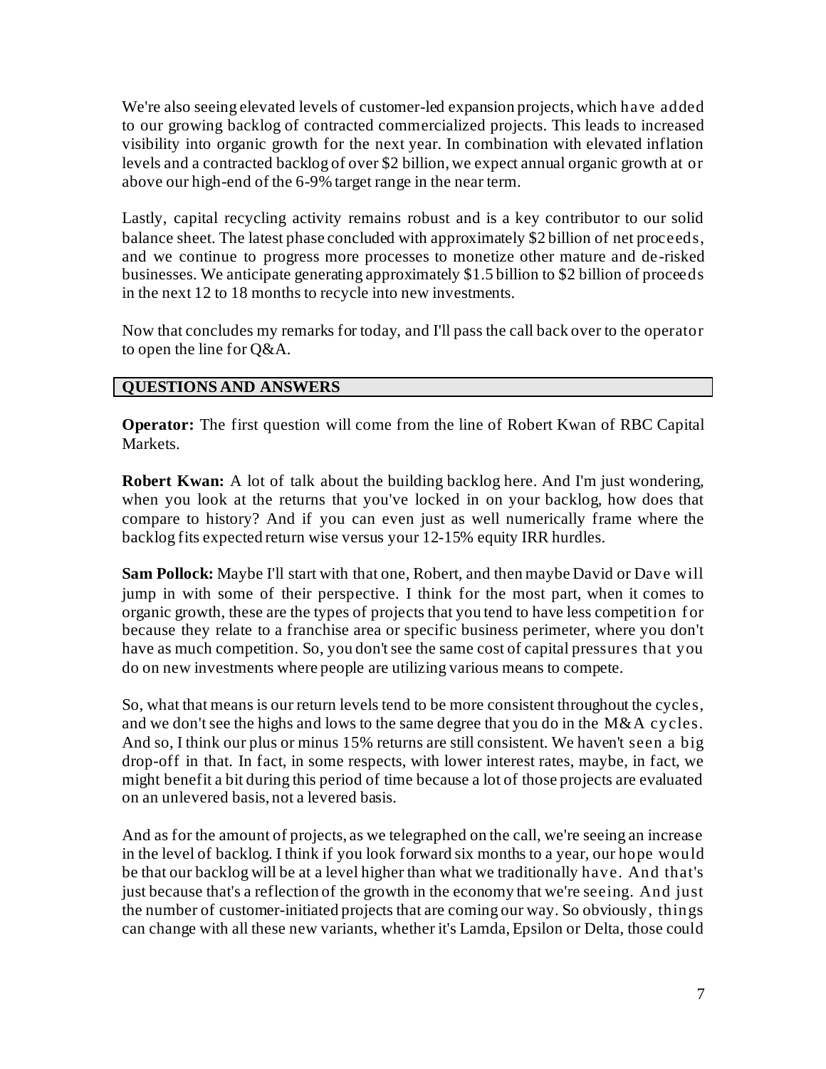We're also seeing elevated levels of customer-led expansion projects, which have added to our growing backlog of contracted commercialized projects. This leads to increased visibility into organic growth for the next year. In combination with elevated inflation levels and a contracted backlog of over $2 billion, we expect annual organic growth at or above our high-end of the 6-9% target range in the near term.

Lastly, capital recycling activity remains robust and is a key contributor to our solid balance sheet. The latest phase concluded with approximately $2 billion of net proceeds, and we continue to progress more processes to monetize other mature and de-risked businesses. We anticipate generating approximately $1.5 billion to $2 billion of proceeds in the next 12 to 18 months to recycle into new investments.

Now that concludes my remarks for today, and I'll pass the call back over to the operator to open the line for Q&A.

## QUESTIONS AND ANSWERS

**Operator:** The first question will come from the line of Robert Kwan of RBC Capital Markets.

**Robert Kwan:** A lot of talk about the building backlog here. And I'm just wondering, when you look at the returns that you've locked in on your backlog, how does that compare to history? And if you can even just as well numerically frame where the backlog fits expected return wise versus your 12-15% equity IRR hurdles.

**Sam Pollock:** Maybe I'll start with that one, Robert, and then maybe David or Dave will jump in with some of their perspective. I think for the most part, when it comes to organic growth, these are the types of projects that you tend to have less competition for because they relate to a franchise area or specific business perimeter, where you don't have as much competition. So, you don't see the same cost of capital pressures that you do on new investments where people are utilizing various means to compete.

So, what that means is our return levels tend to be more consistent throughout the cycles, and we don't see the highs and lows to the same degree that you do in the M&A cycles. And so, I think our plus or minus 15% returns are still consistent. We haven't seen a big drop-off in that. In fact, in some respects, with lower interest rates, maybe, in fact, we might benefit a bit during this period of time because a lot of those projects are evaluated on an unlevered basis, not a levered basis.

And as for the amount of projects, as we telegraphed on the call, we're seeing an increase in the level of backlog. I think if you look forward six months to a year, our hope would be that our backlog will be at a level higher than what we traditionally have. And that's just because that's a reflection of the growth in the economy that we're seeing. And just the number of customer-initiated projects that are coming our way. So obviously, things can change with all these new variants, whether it's Lamda, Epsilon or Delta, those could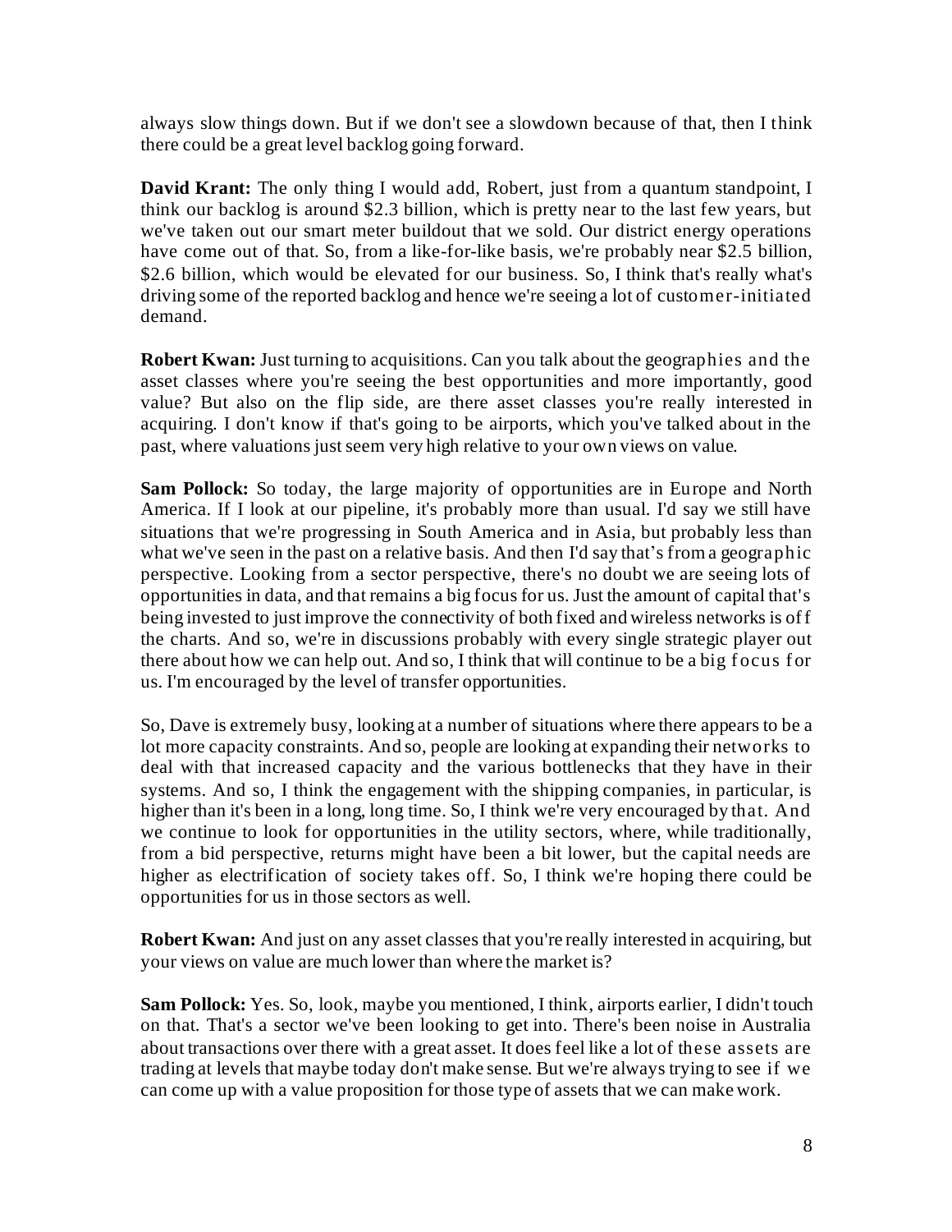always slow things down. But if we don't see a slowdown because of that, then I think there could be a great level backlog going forward.

**David Krant:** The only thing I would add, Robert, just from a quantum standpoint, I think our backlog is around $2.3 billion, which is pretty near to the last few years, but we've taken out our smart meter buildout that we sold. Our district energy operations have come out of that. So, from a like-for-like basis, we're probably near $2.5 billion, $2.6 billion, which would be elevated for our business. So, I think that's really what's driving some of the reported backlog and hence we're seeing a lot of customer-initiated demand.

**Robert Kwan:** Just turning to acquisitions. Can you talk about the geographies and the asset classes where you're seeing the best opportunities and more importantly, good value? But also on the flip side, are there asset classes you're really interested in acquiring. I don't know if that's going to be airports, which you've talked about in the past, where valuations just seem very high relative to your own views on value.

**Sam Pollock:** So today, the large majority of opportunities are in Europe and North America. If I look at our pipeline, it's probably more than usual. I'd say we still have situations that we're progressing in South America and in Asia, but probably less than what we've seen in the past on a relative basis. And then I'd say that's from a geographic perspective. Looking from a sector perspective, there's no doubt we are seeing lots of opportunities in data, and that remains a big focus for us. Just the amount of capital that's being invested to just improve the connectivity of both fixed and wireless networks is off the charts. And so, we're in discussions probably with every single strategic player out there about how we can help out. And so, I think that will continue to be a big focus for us. I'm encouraged by the level of transfer opportunities.

So, Dave is extremely busy, looking at a number of situations where there appears to be a lot more capacity constraints. And so, people are looking at expanding their networks to deal with that increased capacity and the various bottlenecks that they have in their systems. And so, I think the engagement with the shipping companies, in particular, is higher than it's been in a long, long time. So, I think we're very encouraged by that. And we continue to look for opportunities in the utility sectors, where, while traditionally, from a bid perspective, returns might have been a bit lower, but the capital needs are higher as electrification of society takes off. So, I think we're hoping there could be opportunities for us in those sectors as well.

**Robert Kwan:** And just on any asset classes that you're really interested in acquiring, but your views on value are much lower than where the market is?

**Sam Pollock:** Yes. So, look, maybe you mentioned, I think, airports earlier, I didn't touch on that. That's a sector we've been looking to get into. There's been noise in Australia about transactions over there with a great asset. It does feel like a lot of these assets are trading at levels that maybe today don't make sense. But we're always trying to see if we can come up with a value proposition for those type of assets that we can make work.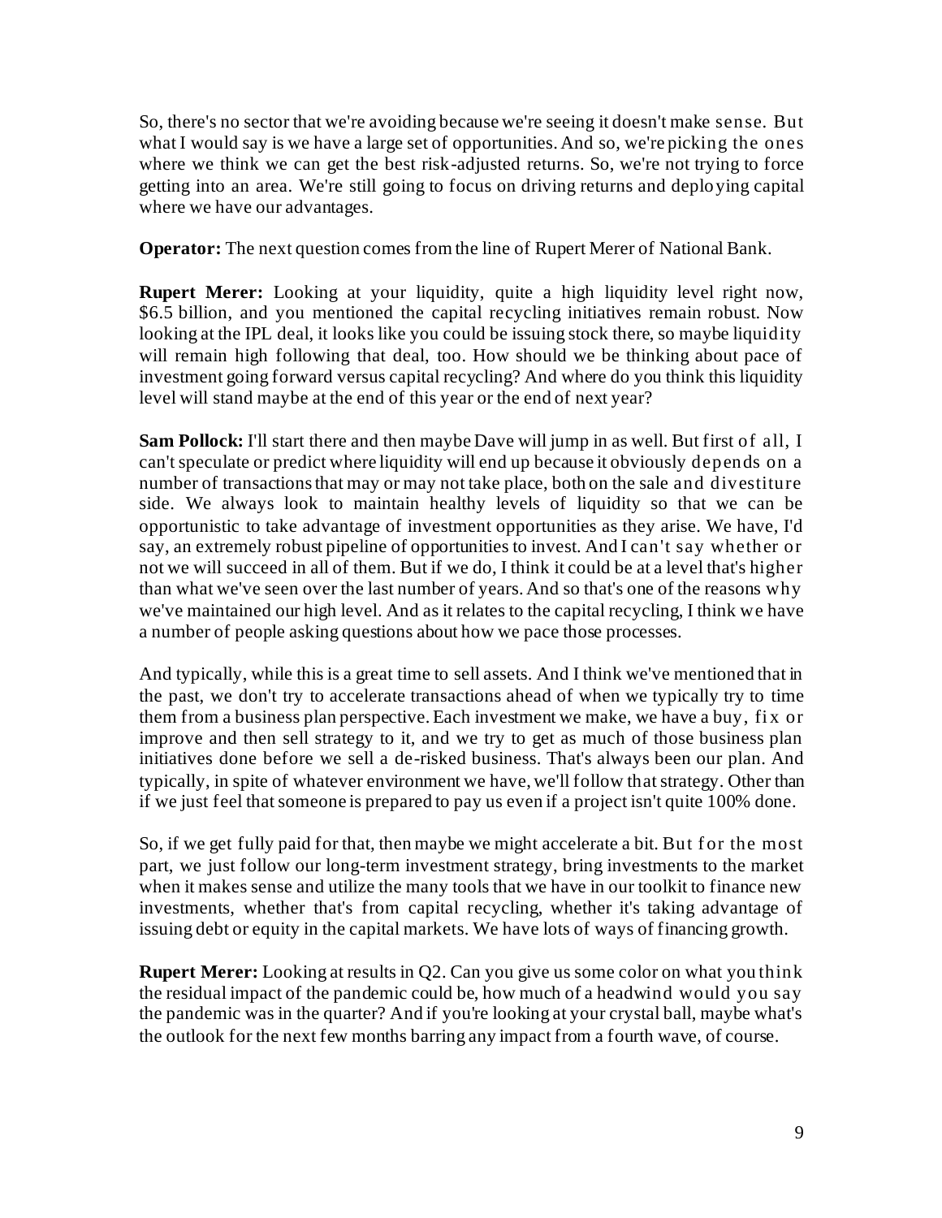So, there's no sector that we're avoiding because we're seeing it doesn't make sense. But what I would say is we have a large set of opportunities. And so, we're picking the ones where we think we can get the best risk-adjusted returns. So, we're not trying to force getting into an area. We're still going to focus on driving returns and deploying capital where we have our advantages.

**Operator:** The next question comes from the line of Rupert Merer of National Bank.

**Rupert Merer:** Looking at your liquidity, quite a high liquidity level right now, $6.5 billion, and you mentioned the capital recycling initiatives remain robust. Now looking at the IPL deal, it looks like you could be issuing stock there, so maybe liquidity will remain high following that deal, too. How should we be thinking about pace of investment going forward versus capital recycling? And where do you think this liquidity level will stand maybe at the end of this year or the end of next year?

**Sam Pollock:** I'll start there and then maybe Dave will jump in as well. But first of all, I can't speculate or predict where liquidity will end up because it obviously depends on a number of transactions that may or may not take place, both on the sale and divestiture side. We always look to maintain healthy levels of liquidity so that we can be opportunistic to take advantage of investment opportunities as they arise. We have, I'd say, an extremely robust pipeline of opportunities to invest. And I can't say whether or not we will succeed in all of them. But if we do, I think it could be at a level that's higher than what we've seen over the last number of years. And so that's one of the reasons why we've maintained our high level. And as it relates to the capital recycling, I think we have a number of people asking questions about how we pace those processes.

And typically, while this is a great time to sell assets. And I think we've mentioned that in the past, we don't try to accelerate transactions ahead of when we typically try to time them from a business plan perspective. Each investment we make, we have a buy, fix or improve and then sell strategy to it, and we try to get as much of those business plan initiatives done before we sell a de-risked business. That's always been our plan. And typically, in spite of whatever environment we have, we'll follow that strategy. Other than if we just feel that someone is prepared to pay us even if a project isn't quite 100% done.

So, if we get fully paid for that, then maybe we might accelerate a bit. But for the most part, we just follow our long-term investment strategy, bring investments to the market when it makes sense and utilize the many tools that we have in our toolkit to finance new investments, whether that's from capital recycling, whether it's taking advantage of issuing debt or equity in the capital markets. We have lots of ways of financing growth.

**Rupert Merer:** Looking at results in Q2. Can you give us some color on what you think the residual impact of the pandemic could be, how much of a headwind would you say the pandemic was in the quarter? And if you're looking at your crystal ball, maybe what's the outlook for the next few months barring any impact from a fourth wave, of course.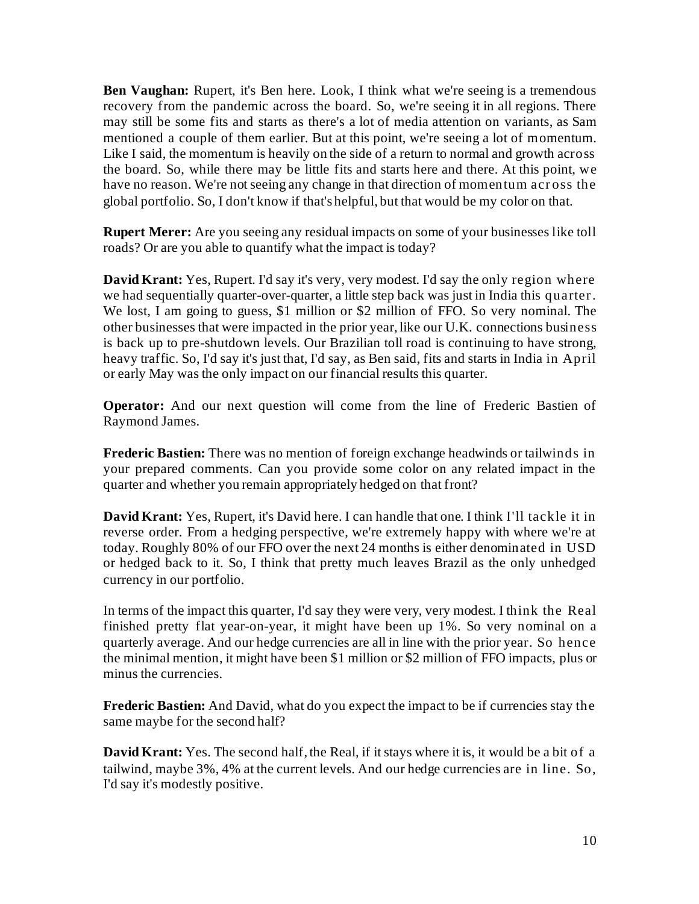**Ben Vaughan:** Rupert, it's Ben here. Look, I think what we're seeing is a tremendous recovery from the pandemic across the board. So, we're seeing it in all regions. There may still be some fits and starts as there's a lot of media attention on variants, as Sam mentioned a couple of them earlier. But at this point, we're seeing a lot of momentum. Like I said, the momentum is heavily on the side of a return to normal and growth across the board. So, while there may be little fits and starts here and there. At this point, we have no reason. We're not seeing any change in that direction of momentum across the global portfolio. So, I don't know if that's helpful, but that would be my color on that.

**Rupert Merer:** Are you seeing any residual impacts on some of your businesses like toll roads? Or are you able to quantify what the impact is today?

**David Krant:** Yes, Rupert. I'd say it's very, very modest. I'd say the only region where we had sequentially quarter-over-quarter, a little step back was just in India this quarter. We lost, I am going to guess, $1 million or $2 million of FFO. So very nominal. The other businesses that were impacted in the prior year, like our U.K. connections business is back up to pre-shutdown levels. Our Brazilian toll road is continuing to have strong, heavy traffic. So, I'd say it's just that, I'd say, as Ben said, fits and starts in India in April or early May was the only impact on our financial results this quarter.

**Operator:** And our next question will come from the line of Frederic Bastien of Raymond James.

**Frederic Bastien:** There was no mention of foreign exchange headwinds or tailwinds in your prepared comments. Can you provide some color on any related impact in the quarter and whether you remain appropriately hedged on that front?

**David Krant:** Yes, Rupert, it's David here. I can handle that one. I think I'll tackle it in reverse order. From a hedging perspective, we're extremely happy with where we're at today. Roughly 80% of our FFO over the next 24 months is either denominated in USD or hedged back to it. So, I think that pretty much leaves Brazil as the only unhedged currency in our portfolio.

In terms of the impact this quarter, I'd say they were very, very modest. I think the Real finished pretty flat year-on-year, it might have been up 1%. So very nominal on a quarterly average. And our hedge currencies are all in line with the prior year. So hence the minimal mention, it might have been $1 million or $2 million of FFO impacts, plus or minus the currencies.

**Frederic Bastien:** And David, what do you expect the impact to be if currencies stay the same maybe for the second half?

**David Krant:** Yes. The second half, the Real, if it stays where it is, it would be a bit of a tailwind, maybe 3%, 4% at the current levels. And our hedge currencies are in line. So, I'd say it's modestly positive.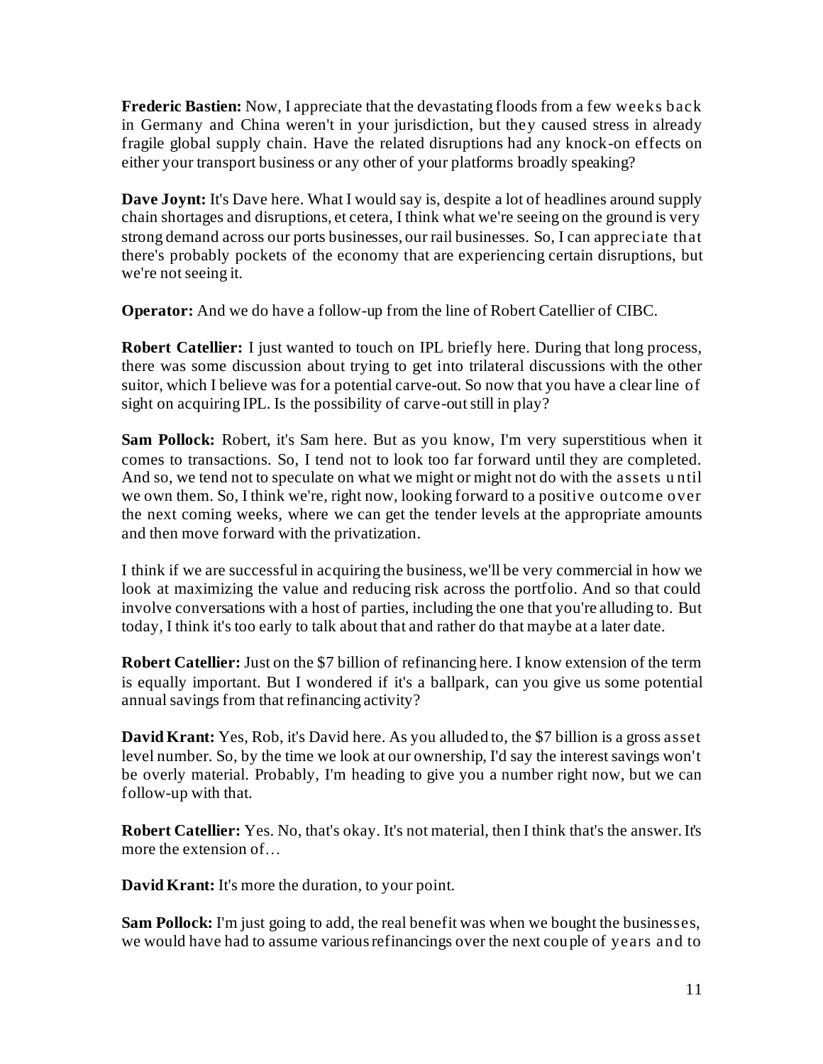**Frederic Bastien:** Now, I appreciate that the devastating floods from a few weeks back in Germany and China weren't in your jurisdiction, but they caused stress in already fragile global supply chain. Have the related disruptions had any knock-on effects on either your transport business or any other of your platforms broadly speaking?

**Dave Joynt:** It's Dave here. What I would say is, despite a lot of headlines around supply chain shortages and disruptions, et cetera, I think what we're seeing on the ground is very strong demand across our ports businesses, our rail businesses. So, I can appreciate that there's probably pockets of the economy that are experiencing certain disruptions, but we're not seeing it.

**Operator:** And we do have a follow-up from the line of Robert Catellier of CIBC.

**Robert Catellier:** I just wanted to touch on IPL briefly here. During that long process, there was some discussion about trying to get into trilateral discussions with the other suitor, which I believe was for a potential carve-out. So now that you have a clear line of sight on acquiring IPL. Is the possibility of carve-out still in play?

**Sam Pollock:** Robert, it's Sam here. But as you know, I'm very superstitious when it comes to transactions. So, I tend not to look too far forward until they are completed. And so, we tend not to speculate on what we might or might not do with the assets until we own them. So, I think we're, right now, looking forward to a positive outcome over the next coming weeks, where we can get the tender levels at the appropriate amounts and then move forward with the privatization.

I think if we are successful in acquiring the business, we'll be very commercial in how we look at maximizing the value and reducing risk across the portfolio. And so that could involve conversations with a host of parties, including the one that you're alluding to. But today, I think it's too early to talk about that and rather do that maybe at a later date.

**Robert Catellier:** Just on the $7 billion of refinancing here. I know extension of the term is equally important. But I wondered if it's a ballpark, can you give us some potential annual savings from that refinancing activity?

**David Krant:** Yes, Rob, it's David here. As you alluded to, the $7 billion is a gross asset level number. So, by the time we look at our ownership, I'd say the interest savings won't be overly material. Probably, I'm heading to give you a number right now, but we can follow-up with that.

**Robert Catellier:** Yes. No, that's okay. It's not material, then I think that's the answer. It's more the extension of…

**David Krant:** It's more the duration, to your point.

**Sam Pollock:** I'm just going to add, the real benefit was when we bought the businesses, we would have had to assume various refinancings over the next couple of years and to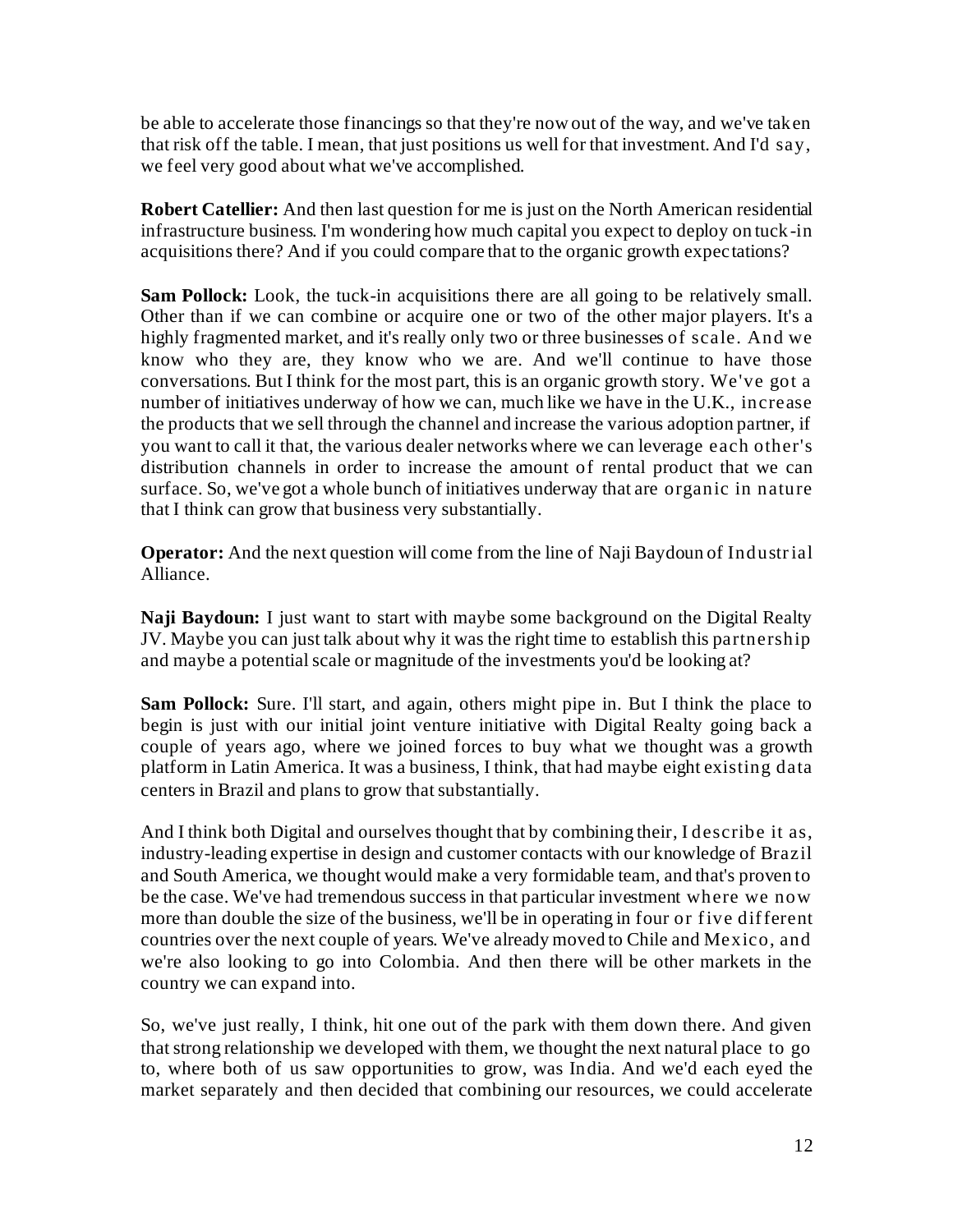be able to accelerate those financings so that they're now out of the way, and we've taken that risk off the table. I mean, that just positions us well for that investment. And I'd say, we feel very good about what we've accomplished.

**Robert Catellier:** And then last question for me is just on the North American residential infrastructure business. I'm wondering how much capital you expect to deploy on tuck-in acquisitions there? And if you could compare that to the organic growth expectations?

**Sam Pollock:** Look, the tuck-in acquisitions there are all going to be relatively small. Other than if we can combine or acquire one or two of the other major players. It's a highly fragmented market, and it's really only two or three businesses of scale. And we know who they are, they know who we are. And we'll continue to have those conversations. But I think for the most part, this is an organic growth story. We've got a number of initiatives underway of how we can, much like we have in the U.K., increase the products that we sell through the channel and increase the various adoption partner, if you want to call it that, the various dealer networks where we can leverage each other's distribution channels in order to increase the amount of rental product that we can surface. So, we've got a whole bunch of initiatives underway that are organic in nature that I think can grow that business very substantially.

**Operator:** And the next question will come from the line of Naji Baydoun of Industrial Alliance.

**Naji Baydoun:** I just want to start with maybe some background on the Digital Realty JV. Maybe you can just talk about why it was the right time to establish this partnership and maybe a potential scale or magnitude of the investments you'd be looking at?

**Sam Pollock:** Sure. I'll start, and again, others might pipe in. But I think the place to begin is just with our initial joint venture initiative with Digital Realty going back a couple of years ago, where we joined forces to buy what we thought was a growth platform in Latin America. It was a business, I think, that had maybe eight existing data centers in Brazil and plans to grow that substantially.

And I think both Digital and ourselves thought that by combining their, I describe it as, industry-leading expertise in design and customer contacts with our knowledge of Brazil and South America, we thought would make a very formidable team, and that's proven to be the case. We've had tremendous success in that particular investment where we now more than double the size of the business, we'll be in operating in four or five different countries over the next couple of years. We've already moved to Chile and Mexico, and we're also looking to go into Colombia. And then there will be other markets in the country we can expand into.

So, we've just really, I think, hit one out of the park with them down there. And given that strong relationship we developed with them, we thought the next natural place to go to, where both of us saw opportunities to grow, was India. And we'd each eyed the market separately and then decided that combining our resources, we could accelerate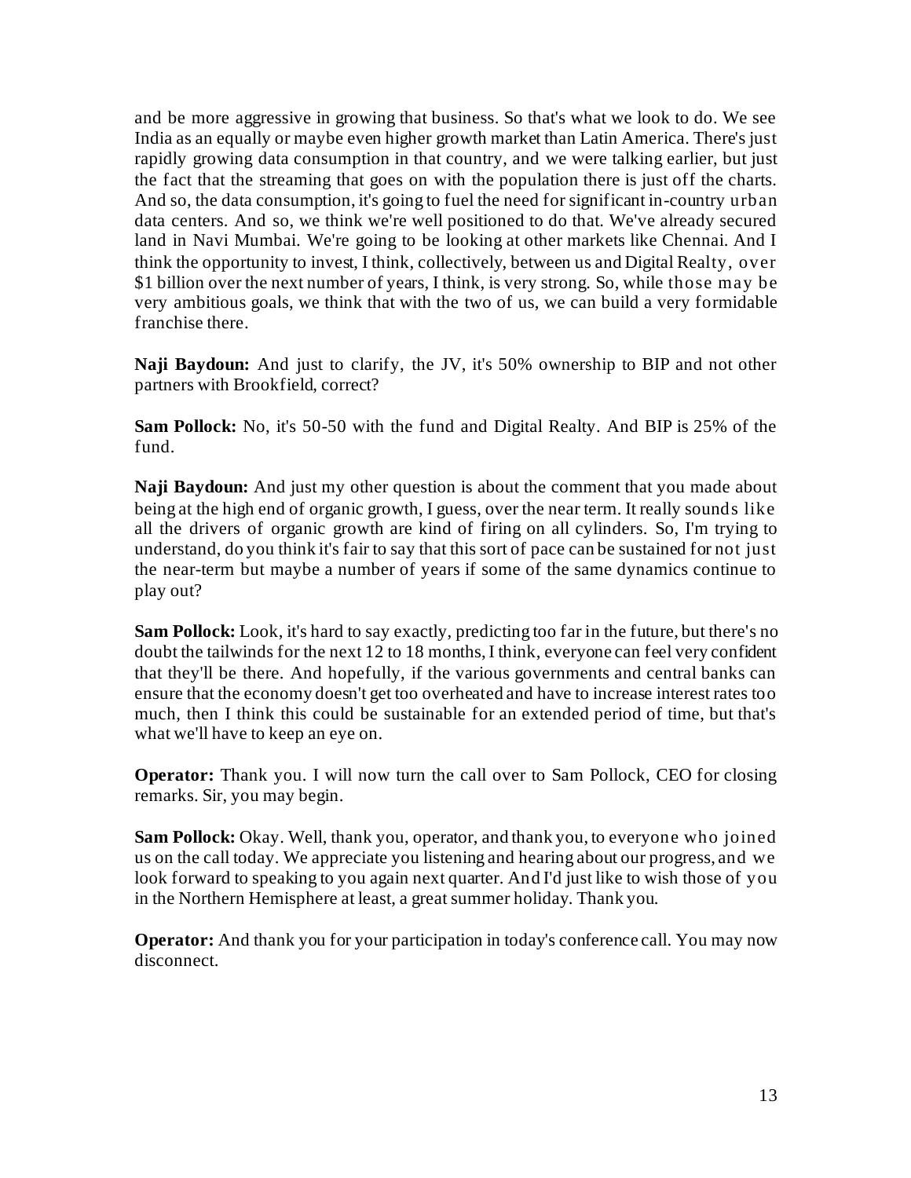and be more aggressive in growing that business. So that's what we look to do. We see India as an equally or maybe even higher growth market than Latin America. There's just rapidly growing data consumption in that country, and we were talking earlier, but just the fact that the streaming that goes on with the population there is just off the charts. And so, the data consumption, it's going to fuel the need for significant in-country urban data centers. And so, we think we're well positioned to do that. We've already secured land in Navi Mumbai. We're going to be looking at other markets like Chennai. And I think the opportunity to invest, I think, collectively, between us and Digital Realty, over $1 billion over the next number of years, I think, is very strong. So, while those may be very ambitious goals, we think that with the two of us, we can build a very formidable franchise there.

**Naji Baydoun:** And just to clarify, the JV, it's 50% ownership to BIP and not other partners with Brookfield, correct?

**Sam Pollock:** No, it's 50-50 with the fund and Digital Realty. And BIP is 25% of the fund.

**Naji Baydoun:** And just my other question is about the comment that you made about being at the high end of organic growth, I guess, over the near term. It really sounds like all the drivers of organic growth are kind of firing on all cylinders. So, I'm trying to understand, do you think it's fair to say that this sort of pace can be sustained for not just the near-term but maybe a number of years if some of the same dynamics continue to play out?

**Sam Pollock:** Look, it's hard to say exactly, predicting too far in the future, but there's no doubt the tailwinds for the next 12 to 18 months, I think, everyone can feel very confident that they'll be there. And hopefully, if the various governments and central banks can ensure that the economy doesn't get too overheated and have to increase interest rates too much, then I think this could be sustainable for an extended period of time, but that's what we'll have to keep an eye on.

**Operator:** Thank you. I will now turn the call over to Sam Pollock, CEO for closing remarks. Sir, you may begin.

**Sam Pollock:** Okay. Well, thank you, operator, and thank you, to everyone who joined us on the call today. We appreciate you listening and hearing about our progress, and we look forward to speaking to you again next quarter. And I'd just like to wish those of you in the Northern Hemisphere at least, a great summer holiday. Thank you.

**Operator:** And thank you for your participation in today's conference call. You may now disconnect.